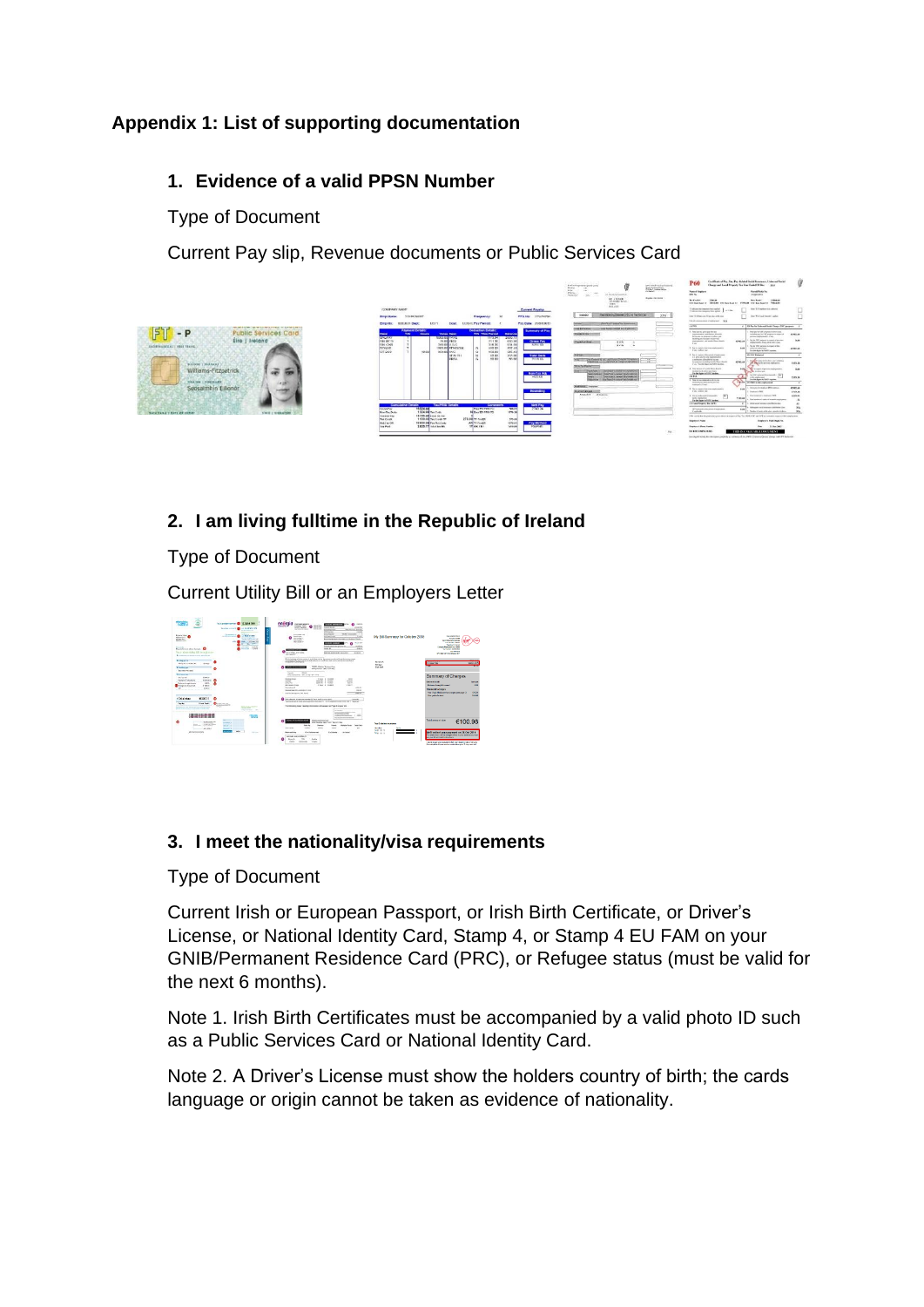## Appendix 1: List of supporting documentation

### 1. Evidence of a valid PPSN Number

Type of Document

Current Pay slip, Revenue documents or Public Services Card

### 2. I am living fulltime in the Republic of Ireland

Type of Document

Current Utility Bill or an Employers Letter

### 3. I meet the nationality/visa requirements

Type of Document

Current Irish or European Passport, or Irish Birth Certificate, or Driver's License, or National Identity Card, Stamp 4, or Stamp 4 EU FAM on your GNIB/Permanent Residence Card (PRC), or Refugee status (must be valid for the next 6 months).

Note 1. Irish Birth Certificates must be accompanied by a valid photo ID such as a Public Services Card or National Identity Card.

Note 2. A Driver's License must show the holders country of birth; the cards language or origin cannot be taken as evidence of nationality.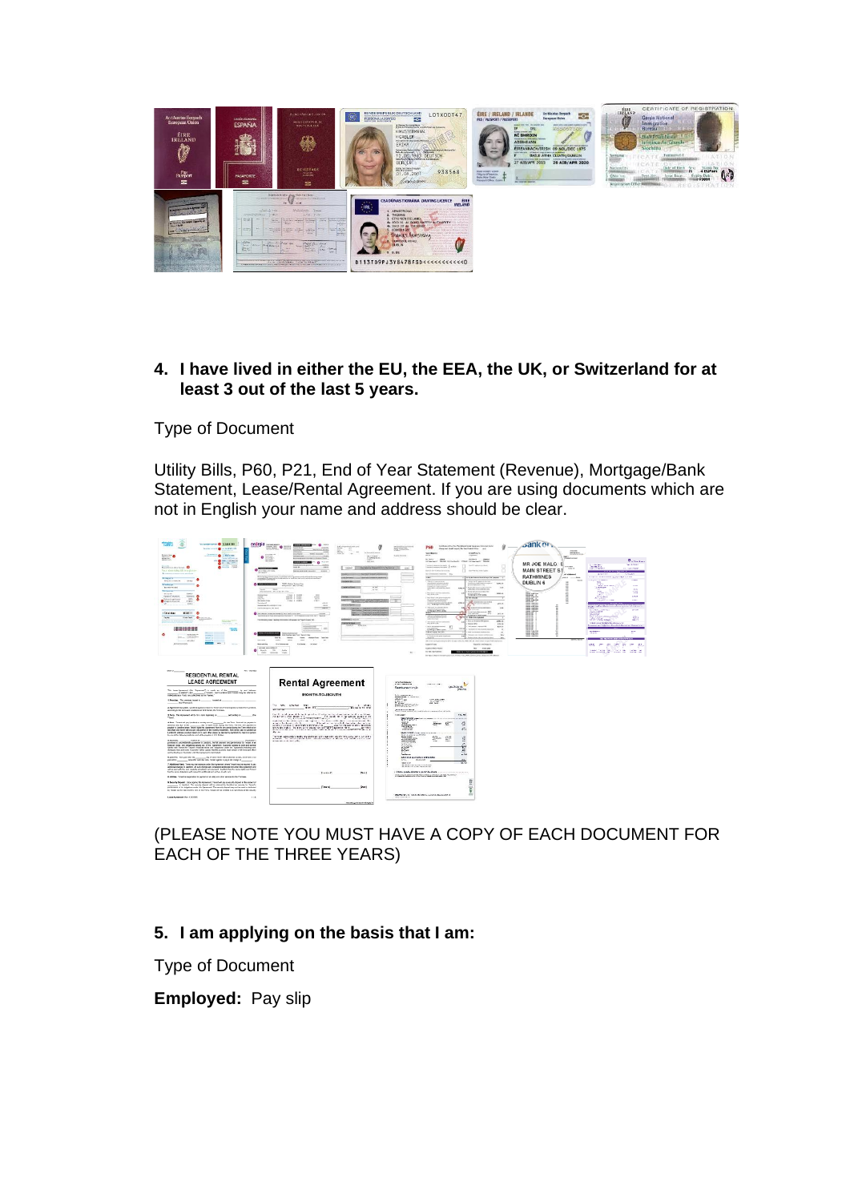4. **I have lived in either the EU, the EEA, the UK, or Switzerland for at least 3 out of the last 5 years.**

Type of Document

Utility Bills, P60, P21, End of Year Statement (Revenue), Mortgage/Bank Statement, Lease/Rental Agreement. If you are using documents which are not in English your name and address should be clear.

(PLEASE NOTE YOU MUST HAVE A COPY OF EACH DOCUMENT FOR EACH OF THE THREE YEARS)

5. **I am applying on the basis that I am:**

Type of Document

**Employed:** Pay slip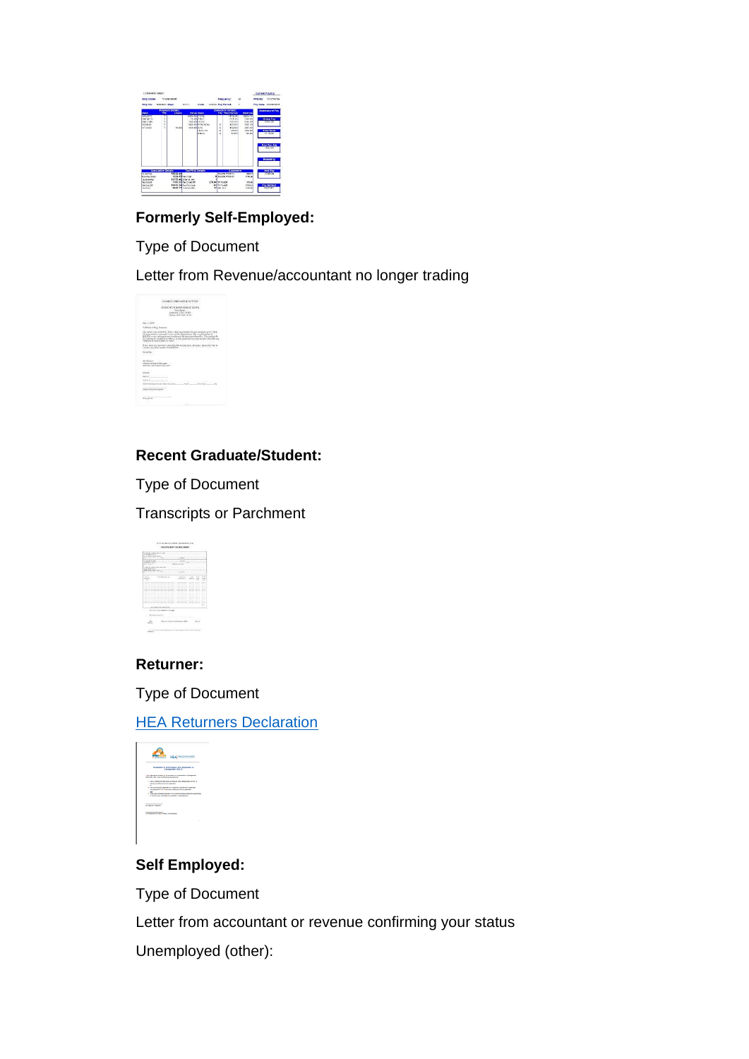**Formerly Self-Employed:**

Type of Document

Letter from Revenue/accountant no longer trading

**Recent Graduate/Student:**

Type of Document

Transcripts or Parchment

**Returner:**

Type of Document

HEA Returners Declaration

**Self Employed:**

Type of Document

Letter from accountant or revenue confirming your status

Unemployed (other):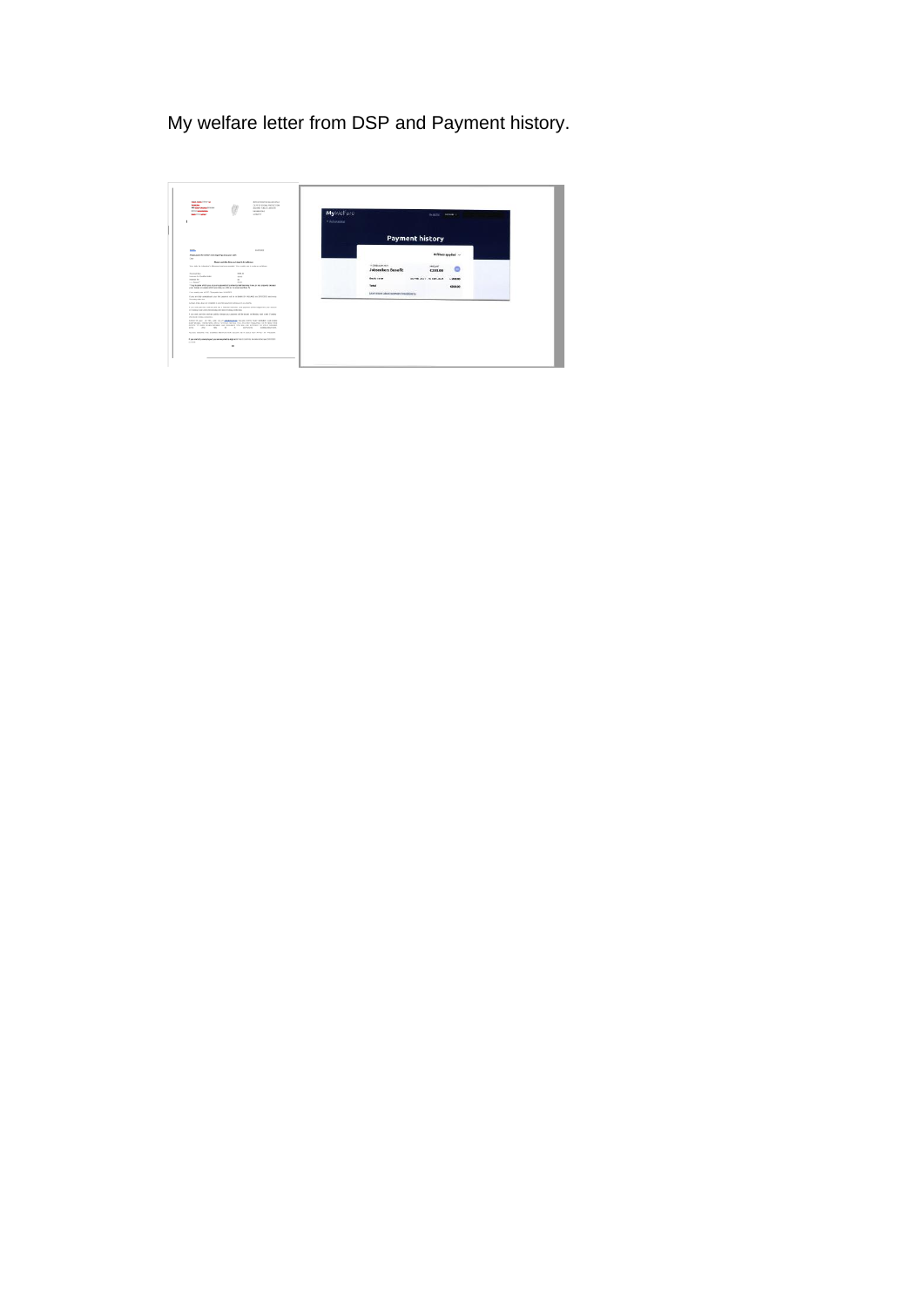My welfare letter from DSP and Payment history.